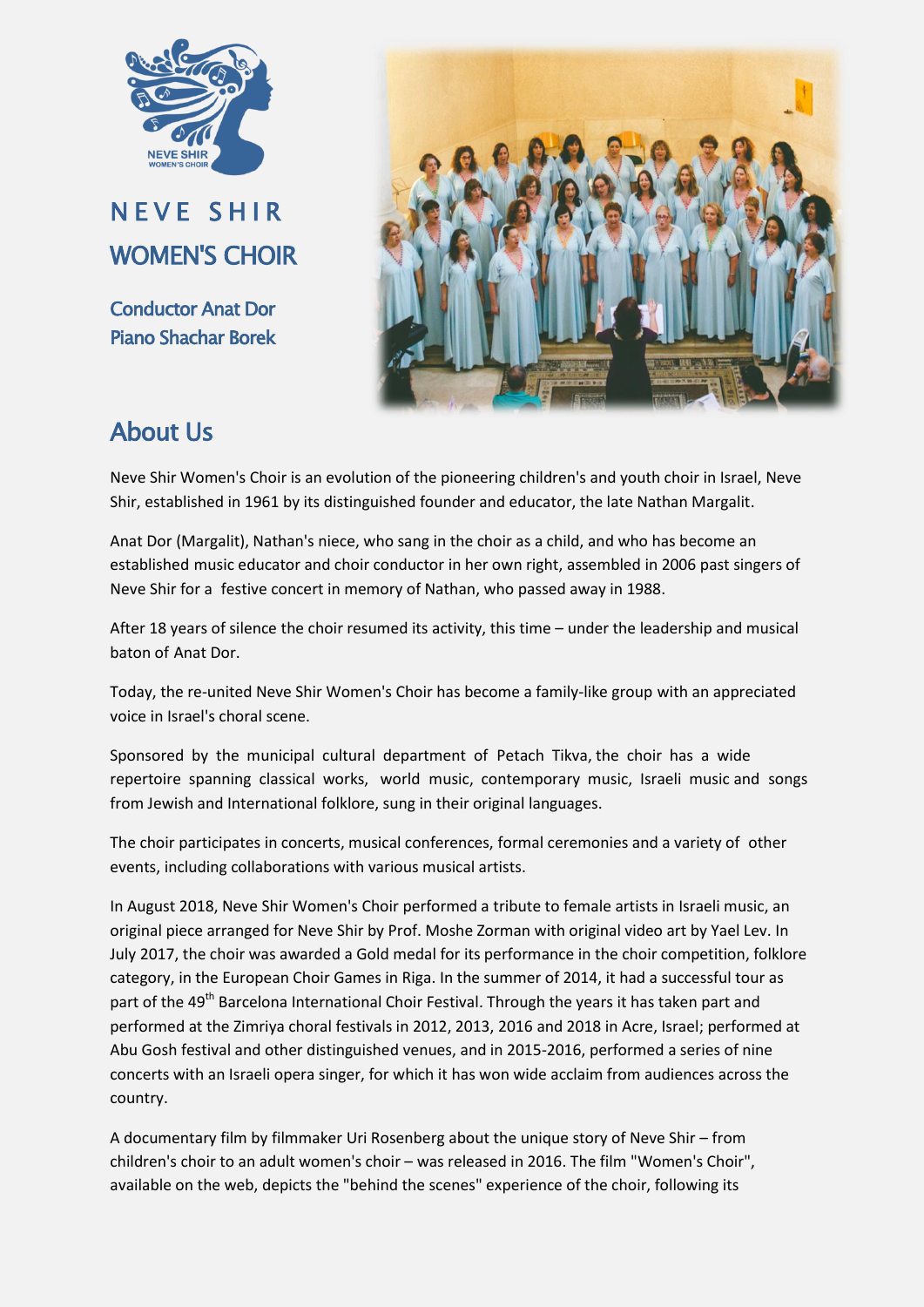# NEVE SHIR WOMEN'S CHOIR

**Conductor Anat Dor**
**Piano Shachar Borek**

## About Us

Neve Shir Women's Choir is an evolution of the pioneering children's and youth choir in Israel, Neve Shir, established in 1961 by its distinguished founder and educator, the late Nathan Margalit.

Anat Dor (Margalit), Nathan's niece, who sang in the choir as a child, and who has become an established music educator and choir conductor in her own right, assembled in 2006 past singers of Neve Shir for a festive concert in memory of Nathan, who passed away in 1988.

After 18 years of silence the choir resumed its activity, this time – under the leadership and musical baton of Anat Dor.

Today, the re-united Neve Shir Women's Choir has become a family-like group with an appreciated voice in Israel's choral scene.

Sponsored by the municipal cultural department of Petach Tikva, the choir has a wide repertoire spanning classical works, world music, contemporary music, Israeli music and songs from Jewish and International folklore, sung in their original languages.

The choir participates in concerts, musical conferences, formal ceremonies and a variety of other events, including collaborations with various musical artists.

In August 2018, Neve Shir Women's Choir performed a tribute to female artists in Israeli music, an original piece arranged for Neve Shir by Prof. Moshe Zorman with original video art by Yael Lev. In July 2017, the choir was awarded a Gold medal for its performance in the choir competition, folklore category, in the European Choir Games in Riga. In the summer of 2014, it had a successful tour as part of the 49th Barcelona International Choir Festival. Through the years it has taken part and performed at the Zimriya choral festivals in 2012, 2013, 2016 and 2018 in Acre, Israel; performed at Abu Gosh festival and other distinguished venues, and in 2015-2016, performed a series of nine concerts with an Israeli opera singer, for which it has won wide acclaim from audiences across the country.

A documentary film by filmmaker Uri Rosenberg about the unique story of Neve Shir – from children's choir to an adult women's choir – was released in 2016. The film "Women's Choir", available on the web, depicts the "behind the scenes" experience of the choir, following its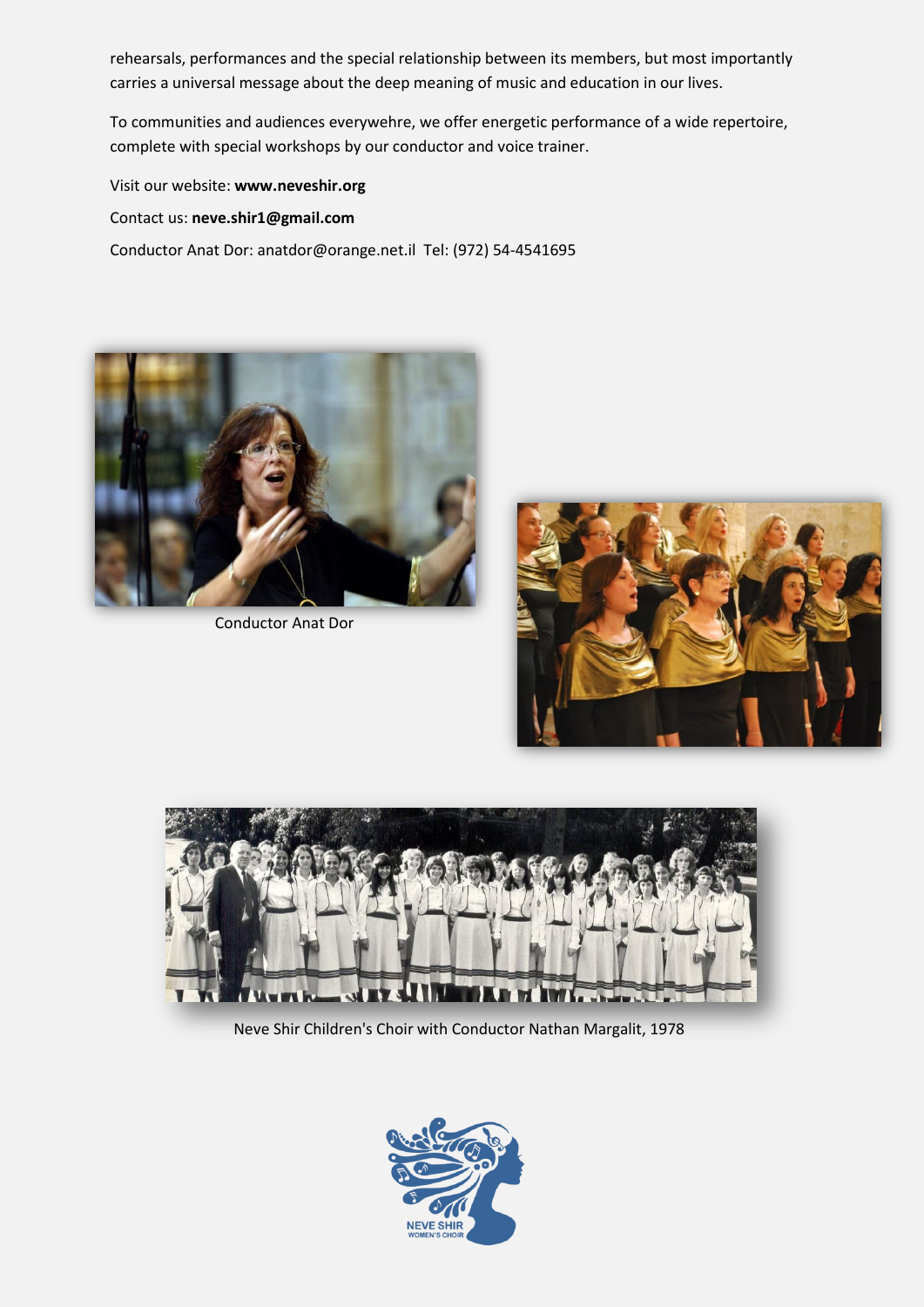rehearsals, performances and the special relationship between its members, but most importantly carries a universal message about the deep meaning of music and education in our lives.

To communities and audiences everywehre, we offer energetic performance of a wide repertoire, complete with special workshops by our conductor and voice trainer.

Visit our website: **www.neveshir.org**

Contact us: **neve.shir1@gmail.com**

Conductor Anat Dor: anatdor@orange.net.il Tel: (972) 54-4541695

Conductor Anat Dor

Neve Shir Children's Choir with Conductor Nathan Margalit, 1978